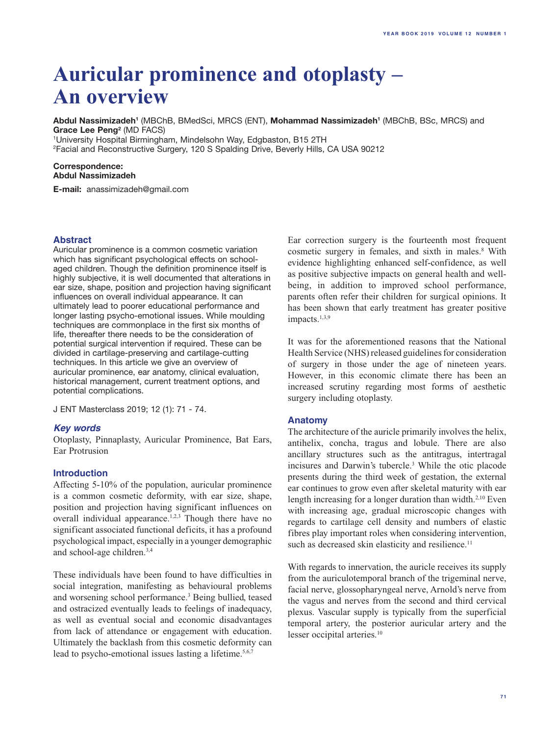# Auricular prominence and otoplasty – An overview

**Abdul Nassimizadeh**[1] (MBChB, BMedSci, MRCS (ENT), **Mohammad Nassimizadeh**[1] (MBChB, BSc, MRCS) and **Grace Lee Peng**[2] (MD FACS)

[1]University Hospital Birmingham, Mindelsohn Way, Edgbaston, B15 2TH

[2]Facial and Reconstructive Surgery, 120 S Spalding Drive, Beverly Hills, CA USA 90212

**Correspondence:**
**Abdul Nassimizadeh**

**E-mail:** anassimizadeh@gmail.com

## Abstract

Auricular prominence is a common cosmetic variation which has significant psychological effects on school-aged children. Though the definition prominence itself is highly subjective, it is well documented that alterations in ear size, shape, position and projection having significant influences on overall individual appearance. It can ultimately lead to poorer educational performance and longer lasting psycho-emotional issues. While moulding techniques are commonplace in the first six months of life, thereafter there needs to be the consideration of potential surgical intervention if required. These can be divided in cartilage-preserving and cartilage-cutting techniques. In this article we give an overview of auricular prominence, ear anatomy, clinical evaluation, historical management, current treatment options, and potential complications.

J ENT Masterclass 2019; 12 (1): 71 - 74.

### *Key words*

Otoplasty, Pinnaplasty, Auricular Prominence, Bat Ears, Ear Protrusion

## Introduction

Affecting 5-10% of the population, auricular prominence is a common cosmetic deformity, with ear size, shape, position and projection having significant influences on overall individual appearance.[1,2,3] Though there have no significant associated functional deficits, it has a profound psychological impact, especially in a younger demographic and school-age children.[3,4]

These individuals have been found to have difficulties in social integration, manifesting as behavioural problems and worsening school performance.[3] Being bullied, teased and ostracized eventually leads to feelings of inadequacy, as well as eventual social and economic disadvantages from lack of attendance or engagement with education. Ultimately the backlash from this cosmetic deformity can lead to psycho-emotional issues lasting a lifetime.[5,6,7]

Ear correction surgery is the fourteenth most frequent cosmetic surgery in females, and sixth in males.[8] With evidence highlighting enhanced self-confidence, as well as positive subjective impacts on general health and well-being, in addition to improved school performance, parents often refer their children for surgical opinions. It has been shown that early treatment has greater positive impacts.[1,3,9]

It was for the aforementioned reasons that the National Health Service (NHS) released guidelines for consideration of surgery in those under the age of nineteen years. However, in this economic climate there has been an increased scrutiny regarding most forms of aesthetic surgery including otoplasty.

## Anatomy

The architecture of the auricle primarily involves the helix, antihelix, concha, tragus and lobule. There are also ancillary structures such as the antitragus, intertragal incisures and Darwin's tubercle.[3] While the otic placode presents during the third week of gestation, the external ear continues to grow even after skeletal maturity with ear length increasing for a longer duration than width.[2,10] Even with increasing age, gradual microscopic changes with regards to cartilage cell density and numbers of elastic fibres play important roles when considering intervention, such as decreased skin elasticity and resilience.[11]

With regards to innervation, the auricle receives its supply from the auriculotemporal branch of the trigeminal nerve, facial nerve, glossopharyngeal nerve, Arnold's nerve from the vagus and nerves from the second and third cervical plexus. Vascular supply is typically from the superficial temporal artery, the posterior auricular artery and the lesser occipital arteries.[10]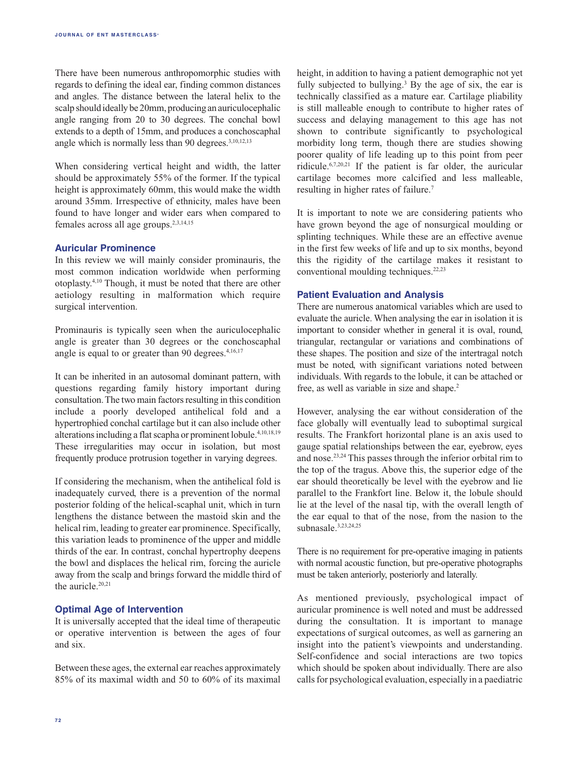There have been numerous anthropomorphic studies with regards to defining the ideal ear, finding common distances and angles. The distance between the lateral helix to the scalp should ideally be 20mm, producing an auriculocephalic angle ranging from 20 to 30 degrees. The conchal bowl extends to a depth of 15mm, and produces a conchoscaphal angle which is normally less than 90 degrees.[3,10,12,13]

When considering vertical height and width, the latter should be approximately 55% of the former. If the typical height is approximately 60mm, this would make the width around 35mm. Irrespective of ethnicity, males have been found to have longer and wider ears when compared to females across all age groups.[2,3,14,15]

### Auricular Prominence

In this review we will mainly consider prominauris, the most common indication worldwide when performing otoplasty.[4,10] Though, it must be noted that there are other aetiology resulting in malformation which require surgical intervention.

Prominauris is typically seen when the auriculocephalic angle is greater than 30 degrees or the conchoscaphal angle is equal to or greater than 90 degrees.[4,16,17]

It can be inherited in an autosomal dominant pattern, with questions regarding family history important during consultation. The two main factors resulting in this condition include a poorly developed antihelical fold and a hypertrophied conchal cartilage but it can also include other alterations including a flat scapha or prominent lobule.[4,10,18,19] These irregularities may occur in isolation, but most frequently produce protrusion together in varying degrees.

If considering the mechanism, when the antihelical fold is inadequately curved, there is a prevention of the normal posterior folding of the helical-scaphal unit, which in turn lengthens the distance between the mastoid skin and the helical rim, leading to greater ear prominence. Specifically, this variation leads to prominence of the upper and middle thirds of the ear. In contrast, conchal hypertrophy deepens the bowl and displaces the helical rim, forcing the auricle away from the scalp and brings forward the middle third of the auricle.[20,21]

### Optimal Age of Intervention

It is universally accepted that the ideal time of therapeutic or operative intervention is between the ages of four and six.

Between these ages, the external ear reaches approximately 85% of its maximal width and 50 to 60% of its maximal height, in addition to having a patient demographic not yet fully subjected to bullying.[3] By the age of six, the ear is technically classified as a mature ear. Cartilage pliability is still malleable enough to contribute to higher rates of success and delaying management to this age has not shown to contribute significantly to psychological morbidity long term, though there are studies showing poorer quality of life leading up to this point from peer ridicule.[6,7,20,21] If the patient is far older, the auricular cartilage becomes more calcified and less malleable, resulting in higher rates of failure.[7]

It is important to note we are considering patients who have grown beyond the age of nonsurgical moulding or splinting techniques. While these are an effective avenue in the first few weeks of life and up to six months, beyond this the rigidity of the cartilage makes it resistant to conventional moulding techniques.[22,23]

### Patient Evaluation and Analysis

There are numerous anatomical variables which are used to evaluate the auricle. When analysing the ear in isolation it is important to consider whether in general it is oval, round, triangular, rectangular or variations and combinations of these shapes. The position and size of the intertragal notch must be noted, with significant variations noted between individuals. With regards to the lobule, it can be attached or free, as well as variable in size and shape.[2]

However, analysing the ear without consideration of the face globally will eventually lead to suboptimal surgical results. The Frankfort horizontal plane is an axis used to gauge spatial relationships between the ear, eyebrow, eyes and nose.[23,24] This passes through the inferior orbital rim to the top of the tragus. Above this, the superior edge of the ear should theoretically be level with the eyebrow and lie parallel to the Frankfort line. Below it, the lobule should lie at the level of the nasal tip, with the overall length of the ear equal to that of the nose, from the nasion to the subnasale.[3,23,24,25]

There is no requirement for pre-operative imaging in patients with normal acoustic function, but pre-operative photographs must be taken anteriorly, posteriorly and laterally.

As mentioned previously, psychological impact of auricular prominence is well noted and must be addressed during the consultation. It is important to manage expectations of surgical outcomes, as well as garnering an insight into the patient's viewpoints and understanding. Self-confidence and social interactions are two topics which should be spoken about individually. There are also calls for psychological evaluation, especially in a paediatric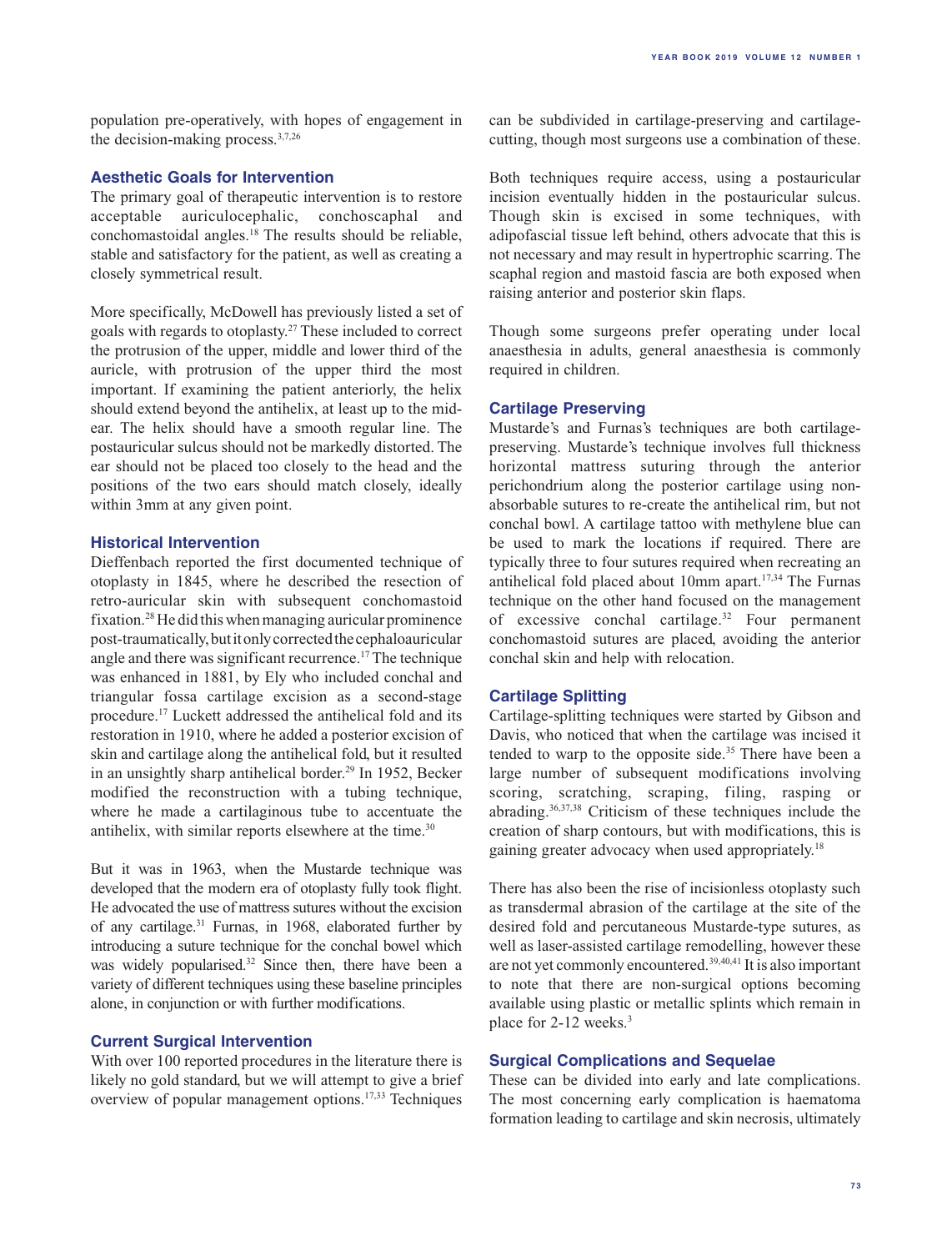population pre-operatively, with hopes of engagement in the decision-making process.[3,7,26]

### Aesthetic Goals for Intervention

The primary goal of therapeutic intervention is to restore acceptable auriculocephalic, conchoscaphal and conchomastoidal angles.[18] The results should be reliable, stable and satisfactory for the patient, as well as creating a closely symmetrical result.

More specifically, McDowell has previously listed a set of goals with regards to otoplasty.[27] These included to correct the protrusion of the upper, middle and lower third of the auricle, with protrusion of the upper third the most important. If examining the patient anteriorly, the helix should extend beyond the antihelix, at least up to the mid-ear. The helix should have a smooth regular line. The postauricular sulcus should not be markedly distorted. The ear should not be placed too closely to the head and the positions of the two ears should match closely, ideally within 3mm at any given point.

### Historical Intervention

Dieffenbach reported the first documented technique of otoplasty in 1845, where he described the resection of retro-auricular skin with subsequent conchomastoid fixation.[28] He did this when managing auricular prominence post-traumatically, but it only corrected the cephaloauricular angle and there was significant recurrence.[17] The technique was enhanced in 1881, by Ely who included conchal and triangular fossa cartilage excision as a second-stage procedure.[17] Luckett addressed the antihelical fold and its restoration in 1910, where he added a posterior excision of skin and cartilage along the antihelical fold, but it resulted in an unsightly sharp antihelical border.[29] In 1952, Becker modified the reconstruction with a tubing technique, where he made a cartilaginous tube to accentuate the antihelix, with similar reports elsewhere at the time.[30]

But it was in 1963, when the Mustarde technique was developed that the modern era of otoplasty fully took flight. He advocated the use of mattress sutures without the excision of any cartilage.[31] Furnas, in 1968, elaborated further by introducing a suture technique for the conchal bowel which was widely popularised.[32] Since then, there have been a variety of different techniques using these baseline principles alone, in conjunction or with further modifications.

### Current Surgical Intervention

With over 100 reported procedures in the literature there is likely no gold standard, but we will attempt to give a brief overview of popular management options.[17,33] Techniques can be subdivided in cartilage-preserving and cartilage-cutting, though most surgeons use a combination of these.

Both techniques require access, using a postauricular incision eventually hidden in the postauricular sulcus. Though skin is excised in some techniques, with adipofascial tissue left behind, others advocate that this is not necessary and may result in hypertrophic scarring. The scaphal region and mastoid fascia are both exposed when raising anterior and posterior skin flaps.

Though some surgeons prefer operating under local anaesthesia in adults, general anaesthesia is commonly required in children.

### Cartilage Preserving

Mustarde's and Furnas's techniques are both cartilage-preserving. Mustarde's technique involves full thickness horizontal mattress suturing through the anterior perichondrium along the posterior cartilage using non-absorbable sutures to re-create the antihelical rim, but not conchal bowl. A cartilage tattoo with methylene blue can be used to mark the locations if required. There are typically three to four sutures required when recreating an antihelical fold placed about 10mm apart.[17,34] The Furnas technique on the other hand focused on the management of excessive conchal cartilage.[32] Four permanent conchomastoid sutures are placed, avoiding the anterior conchal skin and help with relocation.

### Cartilage Splitting

Cartilage-splitting techniques were started by Gibson and Davis, who noticed that when the cartilage was incised it tended to warp to the opposite side.[35] There have been a large number of subsequent modifications involving scoring, scratching, scraping, filing, rasping or abrading.[36,37,38] Criticism of these techniques include the creation of sharp contours, but with modifications, this is gaining greater advocacy when used appropriately.[18]

There has also been the rise of incisionless otoplasty such as transdermal abrasion of the cartilage at the site of the desired fold and percutaneous Mustarde-type sutures, as well as laser-assisted cartilage remodelling, however these are not yet commonly encountered.[39,40,41] It is also important to note that there are non-surgical options becoming available using plastic or metallic splints which remain in place for 2-12 weeks.[3]

### Surgical Complications and Sequelae

These can be divided into early and late complications. The most concerning early complication is haematoma formation leading to cartilage and skin necrosis, ultimately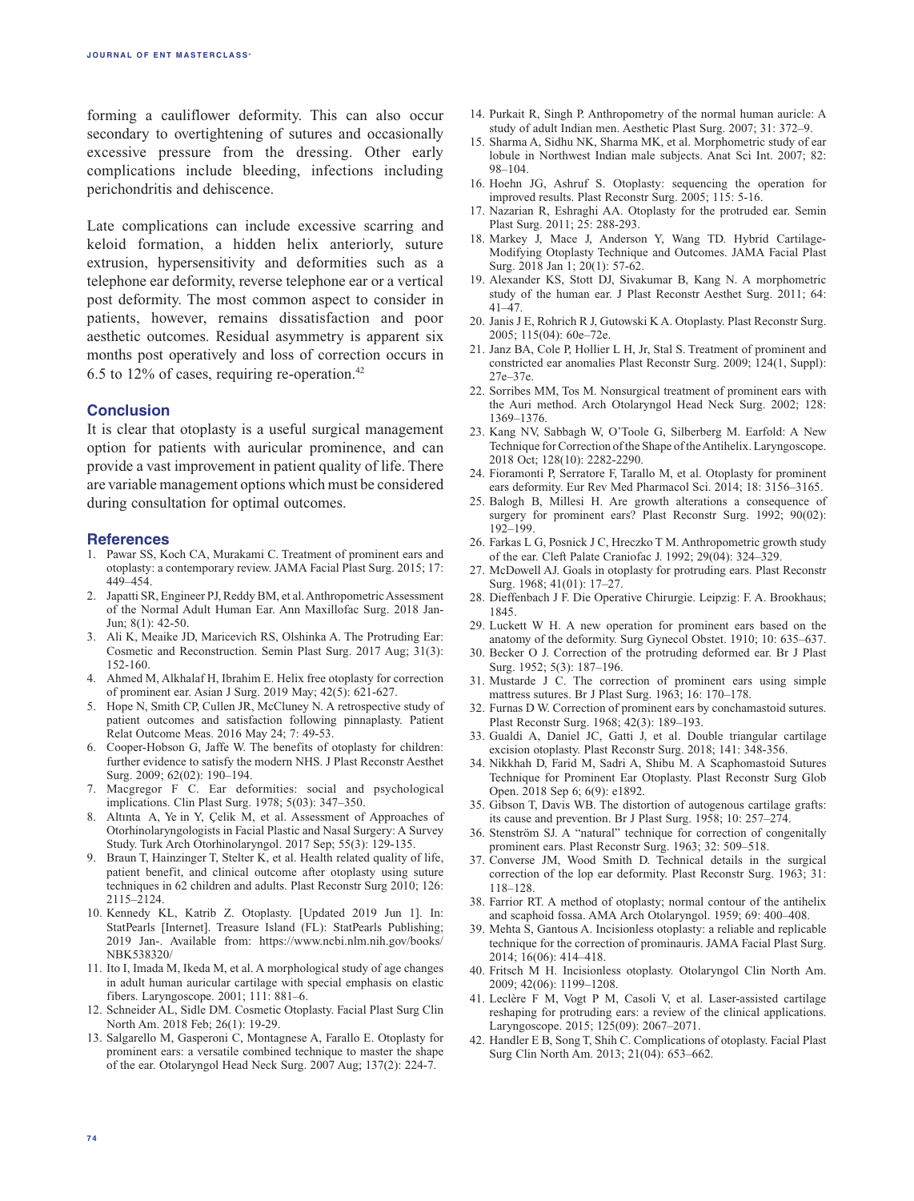forming a cauliflower deformity. This can also occur secondary to overtightening of sutures and occasionally excessive pressure from the dressing. Other early complications include bleeding, infections including perichondritis and dehiscence.

Late complications can include excessive scarring and keloid formation, a hidden helix anteriorly, suture extrusion, hypersensitivity and deformities such as a telephone ear deformity, reverse telephone ear or a vertical post deformity. The most common aspect to consider in patients, however, remains dissatisfaction and poor aesthetic outcomes. Residual asymmetry is apparent six months post operatively and loss of correction occurs in 6.5 to 12% of cases, requiring re-operation.[42]

## Conclusion

It is clear that otoplasty is a useful surgical management option for patients with auricular prominence, and can provide a vast improvement in patient quality of life. There are variable management options which must be considered during consultation for optimal outcomes.

## References

1. Pawar SS, Koch CA, Murakami C. Treatment of prominent ears and otoplasty: a contemporary review. JAMA Facial Plast Surg. 2015; 17: 449–454.
2. Japatti SR, Engineer PJ, Reddy BM, et al. Anthropometric Assessment of the Normal Adult Human Ear. Ann Maxillofac Surg. 2018 Jan-Jun; 8(1): 42-50.
3. Ali K, Meaike JD, Maricevich RS, Olshinka A. The Protruding Ear: Cosmetic and Reconstruction. Semin Plast Surg. 2017 Aug; 31(3): 152-160.
4. Ahmed M, Alkhalaf H, Ibrahim E. Helix free otoplasty for correction of prominent ear. Asian J Surg. 2019 May; 42(5): 621-627.
5. Hope N, Smith CP, Cullen JR, McCluney N. A retrospective study of patient outcomes and satisfaction following pinnaplasty. Patient Relat Outcome Meas. 2016 May 24; 7: 49-53.
6. Cooper-Hobson G, Jaffe W. The benefits of otoplasty for children: further evidence to satisfy the modern NHS. J Plast Reconstr Aesthet Surg. 2009; 62(02): 190–194.
7. Macgregor F C. Ear deformities: social and psychological implications. Clin Plast Surg. 1978; 5(03): 347–350.
8. Altınta A, Ye in Y, Çelik M, et al. Assessment of Approaches of Otorhinolaryngologists in Facial Plastic and Nasal Surgery: A Survey Study. Turk Arch Otorhinolaryngol. 2017 Sep; 55(3): 129-135.
9. Braun T, Hainzinger T, Stelter K, et al. Health related quality of life, patient benefit, and clinical outcome after otoplasty using suture techniques in 62 children and adults. Plast Reconstr Surg 2010; 126: 2115–2124.
10. Kennedy KL, Katrib Z. Otoplasty. [Updated 2019 Jun 1]. In: StatPearls [Internet]. Treasure Island (FL): StatPearls Publishing; 2019 Jan-. Available from: https://www.ncbi.nlm.nih.gov/books/NBK538320/
11. Ito I, Imada M, Ikeda M, et al. A morphological study of age changes in adult human auricular cartilage with special emphasis on elastic fibers. Laryngoscope. 2001; 111: 881–6.
12. Schneider AL, Sidle DM. Cosmetic Otoplasty. Facial Plast Surg Clin North Am. 2018 Feb; 26(1): 19-29.
13. Salgarello M, Gasperoni C, Montagnese A, Farallo E. Otoplasty for prominent ears: a versatile combined technique to master the shape of the ear. Otolaryngol Head Neck Surg. 2007 Aug; 137(2): 224-7.
14. Purkait R, Singh P. Anthropometry of the normal human auricle: A study of adult Indian men. Aesthetic Plast Surg. 2007; 31: 372–9.
15. Sharma A, Sidhu NK, Sharma MK, et al. Morphometric study of ear lobule in Northwest Indian male subjects. Anat Sci Int. 2007; 82: 98–104.
16. Hoehn JG, Ashruf S. Otoplasty: sequencing the operation for improved results. Plast Reconstr Surg. 2005; 115: 5-16.
17. Nazarian R, Eshraghi AA. Otoplasty for the protruded ear. Semin Plast Surg. 2011; 25: 288-293.
18. Markey J, Mace J, Anderson Y, Wang TD. Hybrid Cartilage-Modifying Otoplasty Technique and Outcomes. JAMA Facial Plast Surg. 2018 Jan 1; 20(1): 57-62.
19. Alexander KS, Stott DJ, Sivakumar B, Kang N. A morphometric study of the human ear. J Plast Reconstr Aesthet Surg. 2011; 64: 41–47.
20. Janis J E, Rohrich R J, Gutowski K A. Otoplasty. Plast Reconstr Surg. 2005; 115(04): 60e–72e.
21. Janz BA, Cole P, Hollier L H, Jr, Stal S. Treatment of prominent and constricted ear anomalies Plast Reconstr Surg. 2009; 124(1, Suppl): 27e–37e.
22. Sorribes MM, Tos M. Nonsurgical treatment of prominent ears with the Auri method. Arch Otolaryngol Head Neck Surg. 2002; 128: 1369–1376.
23. Kang NV, Sabbagh W, O'Toole G, Silberberg M. Earfold: A New Technique for Correction of the Shape of the Antihelix. Laryngoscope. 2018 Oct; 128(10): 2282-2290.
24. Fioramonti P, Serratore F, Tarallo M, et al. Otoplasty for prominent ears deformity. Eur Rev Med Pharmacol Sci. 2014; 18: 3156–3165.
25. Balogh B, Millesi H. Are growth alterations a consequence of surgery for prominent ears? Plast Reconstr Surg. 1992; 90(02): 192–199.
26. Farkas L G, Posnick J C, Hreczko T M. Anthropometric growth study of the ear. Cleft Palate Craniofac J. 1992; 29(04): 324–329.
27. McDowell AJ. Goals in otoplasty for protruding ears. Plast Reconstr Surg. 1968; 41(01): 17–27.
28. Dieffenbach J F. Die Operative Chirurgie. Leipzig: F. A. Brookhaus; 1845.
29. Luckett W H. A new operation for prominent ears based on the anatomy of the deformity. Surg Gynecol Obstet. 1910; 10: 635–637.
30. Becker O J. Correction of the protruding deformed ear. Br J Plast Surg. 1952; 5(3): 187–196.
31. Mustarde J C. The correction of prominent ears using simple mattress sutures. Br J Plast Surg. 1963; 16: 170–178.
32. Furnas D W. Correction of prominent ears by conchamastoid sutures. Plast Reconstr Surg. 1968; 42(3): 189–193.
33. Gualdi A, Daniel JC, Gatti J, et al. Double triangular cartilage excision otoplasty. Plast Reconstr Surg. 2018; 141: 348-356.
34. Nikkhah D, Farid M, Sadri A, Shibu M. A Scaphomastoid Sutures Technique for Prominent Ear Otoplasty. Plast Reconstr Surg Glob Open. 2018 Sep 6; 6(9): e1892.
35. Gibson T, Davis WB. The distortion of autogenous cartilage grafts: its cause and prevention. Br J Plast Surg. 1958; 10: 257–274.
36. Stenström SJ. A "natural" technique for correction of congenitally prominent ears. Plast Reconstr Surg. 1963; 32: 509–518.
37. Converse JM, Wood Smith D. Technical details in the surgical correction of the lop ear deformity. Plast Reconstr Surg. 1963; 31: 118–128.
38. Farrior RT. A method of otoplasty; normal contour of the antihelix and scaphoid fossa. AMA Arch Otolaryngol. 1959; 69: 400–408.
39. Mehta S, Gantous A. Incisionless otoplasty: a reliable and replicable technique for the correction of prominauris. JAMA Facial Plast Surg. 2014; 16(06): 414–418.
40. Fritsch M H. Incisionless otoplasty. Otolaryngol Clin North Am. 2009; 42(06): 1199–1208.
41. Leclère F M, Vogt P M, Casoli V, et al. Laser-assisted cartilage reshaping for protruding ears: a review of the clinical applications. Laryngoscope. 2015; 125(09): 2067–2071.
42. Handler E B, Song T, Shih C. Complications of otoplasty. Facial Plast Surg Clin North Am. 2013; 21(04): 653–662.